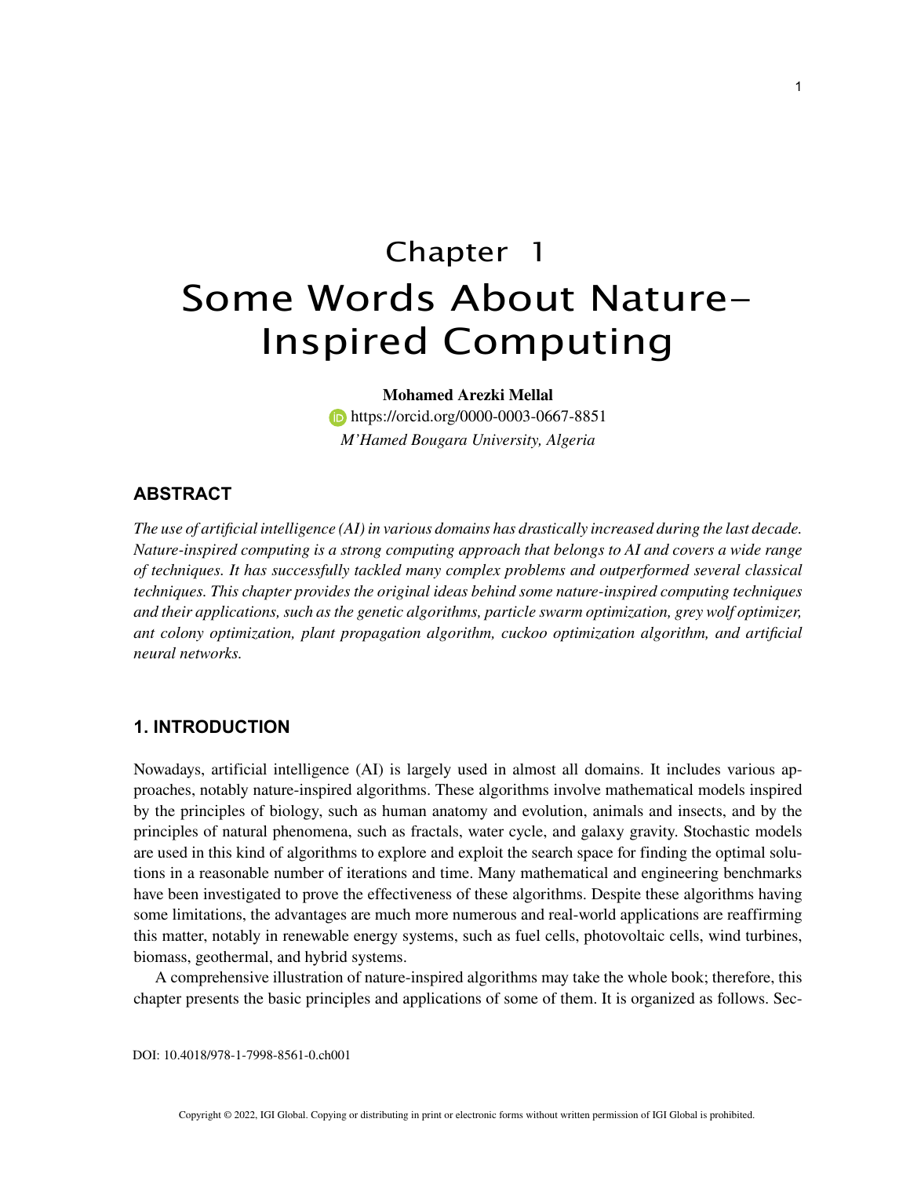# Chapter 1
# Some Words About Nature-Inspired Computing

**Mohamed Arezki Mellal**
https://orcid.org/0000-0003-0667-8851
*M'Hamed Bougara University, Algeria*

## ABSTRACT

*The use of artificial intelligence (AI) in various domains has drastically increased during the last decade. Nature-inspired computing is a strong computing approach that belongs to AI and covers a wide range of techniques. It has successfully tackled many complex problems and outperformed several classical techniques. This chapter provides the original ideas behind some nature-inspired computing techniques and their applications, such as the genetic algorithms, particle swarm optimization, grey wolf optimizer, ant colony optimization, plant propagation algorithm, cuckoo optimization algorithm, and artificial neural networks.*

## 1. INTRODUCTION

Nowadays, artificial intelligence (AI) is largely used in almost all domains. It includes various approaches, notably nature-inspired algorithms. These algorithms involve mathematical models inspired by the principles of biology, such as human anatomy and evolution, animals and insects, and by the principles of natural phenomena, such as fractals, water cycle, and galaxy gravity. Stochastic models are used in this kind of algorithms to explore and exploit the search space for finding the optimal solutions in a reasonable number of iterations and time. Many mathematical and engineering benchmarks have been investigated to prove the effectiveness of these algorithms. Despite these algorithms having some limitations, the advantages are much more numerous and real-world applications are reaffirming this matter, notably in renewable energy systems, such as fuel cells, photovoltaic cells, wind turbines, biomass, geothermal, and hybrid systems.

A comprehensive illustration of nature-inspired algorithms may take the whole book; therefore, this chapter presents the basic principles and applications of some of them. It is organized as follows. Sec-

DOI: 10.4018/978-1-7998-8561-0.ch001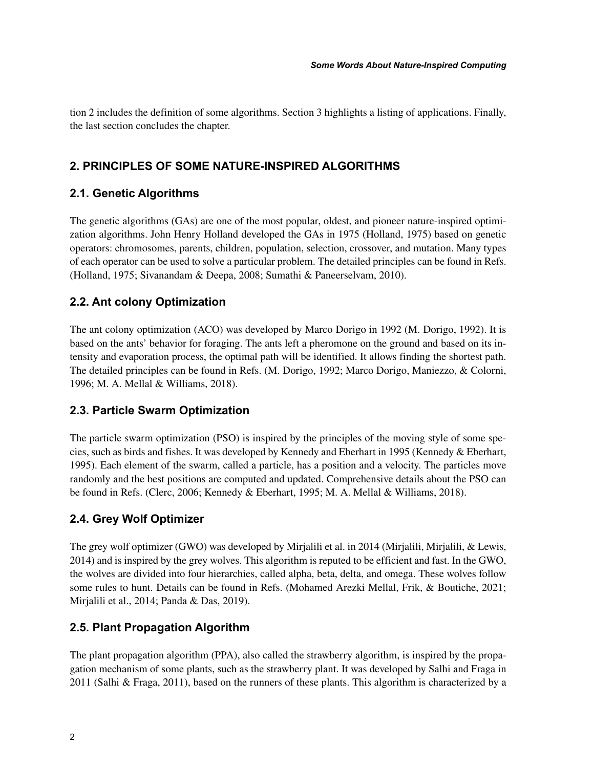tion 2 includes the definition of some algorithms. Section 3 highlights a listing of applications. Finally, the last section concludes the chapter.

## 2. PRINCIPLES OF SOME NATURE-INSPIRED ALGORITHMS

### 2.1. Genetic Algorithms

The genetic algorithms (GAs) are one of the most popular, oldest, and pioneer nature-inspired optimization algorithms. John Henry Holland developed the GAs in 1975 (Holland, 1975) based on genetic operators: chromosomes, parents, children, population, selection, crossover, and mutation. Many types of each operator can be used to solve a particular problem. The detailed principles can be found in Refs. (Holland, 1975; Sivanandam & Deepa, 2008; Sumathi & Paneerselvam, 2010).

### 2.2. Ant colony Optimization

The ant colony optimization (ACO) was developed by Marco Dorigo in 1992 (M. Dorigo, 1992). It is based on the ants' behavior for foraging. The ants left a pheromone on the ground and based on its intensity and evaporation process, the optimal path will be identified. It allows finding the shortest path. The detailed principles can be found in Refs. (M. Dorigo, 1992; Marco Dorigo, Maniezzo, & Colorni, 1996; M. A. Mellal & Williams, 2018).

### 2.3. Particle Swarm Optimization

The particle swarm optimization (PSO) is inspired by the principles of the moving style of some species, such as birds and fishes. It was developed by Kennedy and Eberhart in 1995 (Kennedy & Eberhart, 1995). Each element of the swarm, called a particle, has a position and a velocity. The particles move randomly and the best positions are computed and updated. Comprehensive details about the PSO can be found in Refs. (Clerc, 2006; Kennedy & Eberhart, 1995; M. A. Mellal & Williams, 2018).

### 2.4. Grey Wolf Optimizer

The grey wolf optimizer (GWO) was developed by Mirjalili et al. in 2014 (Mirjalili, Mirjalili, & Lewis, 2014) and is inspired by the grey wolves. This algorithm is reputed to be efficient and fast. In the GWO, the wolves are divided into four hierarchies, called alpha, beta, delta, and omega. These wolves follow some rules to hunt. Details can be found in Refs. (Mohamed Arezki Mellal, Frik, & Boutiche, 2021; Mirjalili et al., 2014; Panda & Das, 2019).

### 2.5. Plant Propagation Algorithm

The plant propagation algorithm (PPA), also called the strawberry algorithm, is inspired by the propagation mechanism of some plants, such as the strawberry plant. It was developed by Salhi and Fraga in 2011 (Salhi & Fraga, 2011), based on the runners of these plants. This algorithm is characterized by a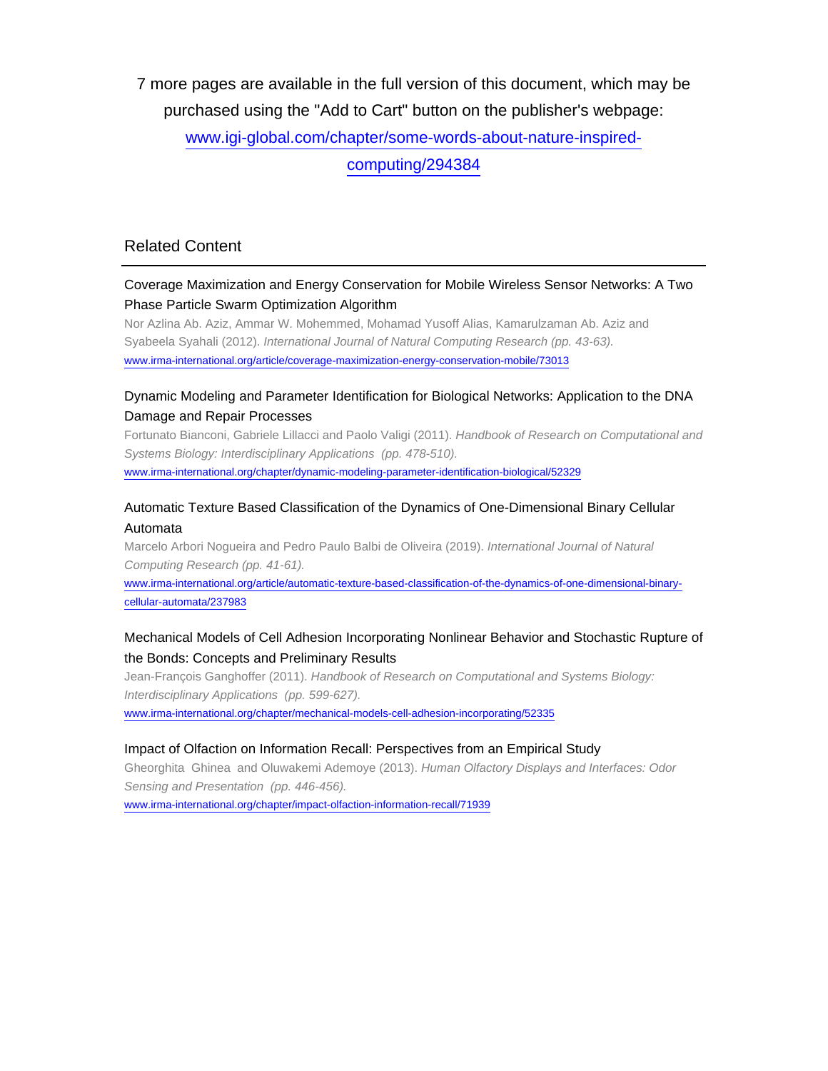7 more pages are available in the full version of this document, which may be purchased using the "Add to Cart" button on the publisher's webpage: www.igi-global.com/chapter/some-words-about-nature-inspired-computing/294384

## Related Content

Coverage Maximization and Energy Conservation for Mobile Wireless Sensor Networks: A Two Phase Particle Swarm Optimization Algorithm

Nor Azlina Ab. Aziz, Ammar W. Mohemmed, Mohamad Yusoff Alias, Kamarulzaman Ab. Aziz and Syabeela Syahali (2012). *International Journal of Natural Computing Research (pp. 43-63).*

www.irma-international.org/article/coverage-maximization-energy-conservation-mobile/73013

Dynamic Modeling and Parameter Identification for Biological Networks: Application to the DNA Damage and Repair Processes

Fortunato Bianconi, Gabriele Lillacci and Paolo Valigi (2011). *Handbook of Research on Computational and Systems Biology: Interdisciplinary Applications (pp. 478-510).*

www.irma-international.org/chapter/dynamic-modeling-parameter-identification-biological/52329

Automatic Texture Based Classification of the Dynamics of One-Dimensional Binary Cellular Automata

Marcelo Arbori Nogueira and Pedro Paulo Balbi de Oliveira (2019). *International Journal of Natural Computing Research (pp. 41-61).*

www.irma-international.org/article/automatic-texture-based-classification-of-the-dynamics-of-one-dimensional-binary-cellular-automata/237983

Mechanical Models of Cell Adhesion Incorporating Nonlinear Behavior and Stochastic Rupture of the Bonds: Concepts and Preliminary Results

Jean-François Ganghoffer (2011). *Handbook of Research on Computational and Systems Biology: Interdisciplinary Applications (pp. 599-627).*

www.irma-international.org/chapter/mechanical-models-cell-adhesion-incorporating/52335

Impact of Olfaction on Information Recall: Perspectives from an Empirical Study

Gheorghita Ghinea and Oluwakemi Ademoye (2013). *Human Olfactory Displays and Interfaces: Odor Sensing and Presentation (pp. 446-456).*

www.irma-international.org/chapter/impact-olfaction-information-recall/71939